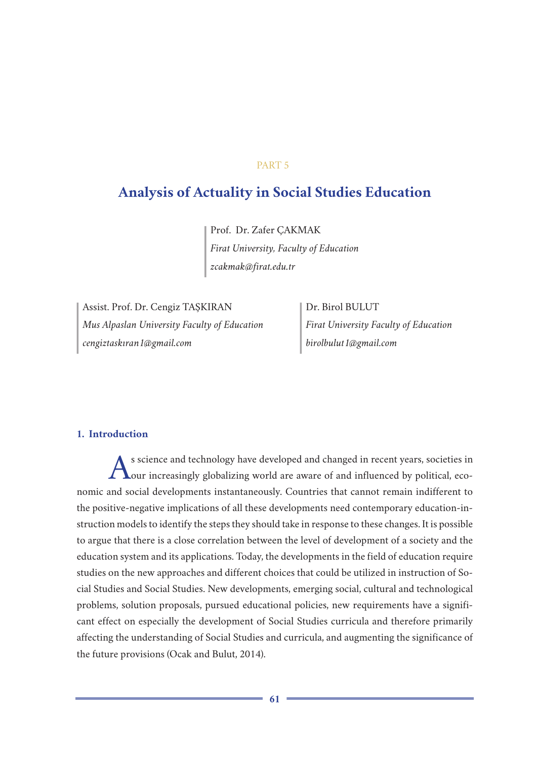PART 5

# Analysis of Actuality in Social Studies Education

Prof. Dr. Zafer ÇAKMAK
*Firat University, Faculty of Education*
*zcakmak@firat.edu.tr*

Assist. Prof. Dr. Cengiz TAŞKIRAN
*Mus Alpaslan University Faculty of Education*
*cengiztaskıran1@gmail.com*

Dr. Birol BULUT
*Firat University Faculty of Education*
*birolbulut1@gmail.com*

## 1. Introduction

As science and technology have developed and changed in recent years, societies in our increasingly globalizing world are aware of and influenced by political, economic and social developments instantaneously. Countries that cannot remain indifferent to the positive-negative implications of all these developments need contemporary education-instruction models to identify the steps they should take in response to these changes. It is possible to argue that there is a close correlation between the level of development of a society and the education system and its applications. Today, the developments in the field of education require studies on the new approaches and different choices that could be utilized in instruction of Social Studies and Social Studies. New developments, emerging social, cultural and technological problems, solution proposals, pursued educational policies, new requirements have a significant effect on especially the development of Social Studies curricula and therefore primarily affecting the understanding of Social Studies and curricula, and augmenting the significance of the future provisions (Ocak and Bulut, 2014).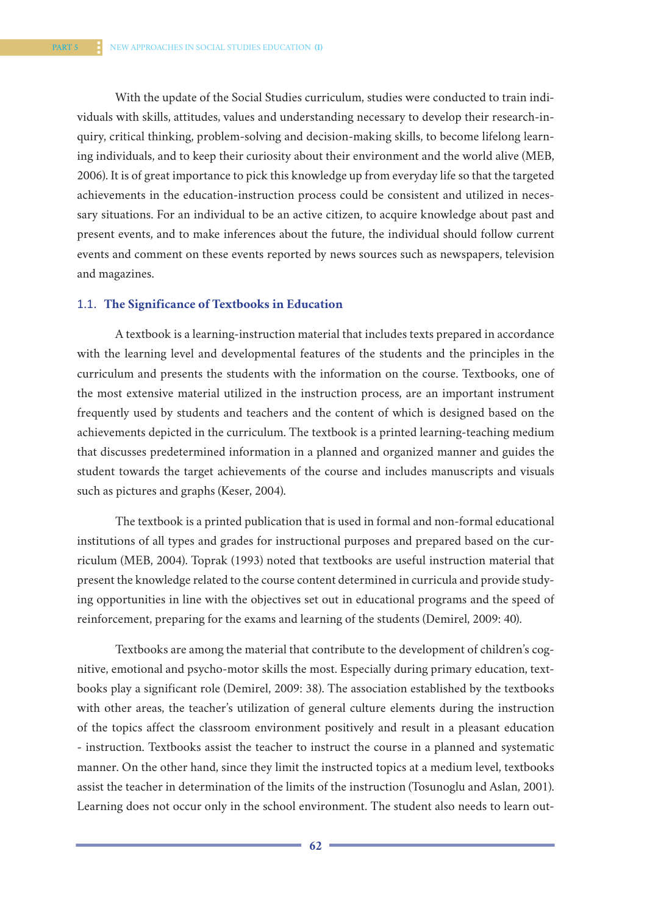With the update of the Social Studies curriculum, studies were conducted to train individuals with skills, attitudes, values and understanding necessary to develop their research-inquiry, critical thinking, problem-solving and decision-making skills, to become lifelong learning individuals, and to keep their curiosity about their environment and the world alive (MEB, 2006). It is of great importance to pick this knowledge up from everyday life so that the targeted achievements in the education-instruction process could be consistent and utilized in necessary situations. For an individual to be an active citizen, to acquire knowledge about past and present events, and to make inferences about the future, the individual should follow current events and comment on these events reported by news sources such as newspapers, television and magazines.

## 1.1. The Significance of Textbooks in Education

A textbook is a learning-instruction material that includes texts prepared in accordance with the learning level and developmental features of the students and the principles in the curriculum and presents the students with the information on the course. Textbooks, one of the most extensive material utilized in the instruction process, are an important instrument frequently used by students and teachers and the content of which is designed based on the achievements depicted in the curriculum. The textbook is a printed learning-teaching medium that discusses predetermined information in a planned and organized manner and guides the student towards the target achievements of the course and includes manuscripts and visuals such as pictures and graphs (Keser, 2004).

The textbook is a printed publication that is used in formal and non-formal educational institutions of all types and grades for instructional purposes and prepared based on the curriculum (MEB, 2004). Toprak (1993) noted that textbooks are useful instruction material that present the knowledge related to the course content determined in curricula and provide studying opportunities in line with the objectives set out in educational programs and the speed of reinforcement, preparing for the exams and learning of the students (Demirel, 2009: 40).

Textbooks are among the material that contribute to the development of children's cognitive, emotional and psycho-motor skills the most. Especially during primary education, textbooks play a significant role (Demirel, 2009: 38). The association established by the textbooks with other areas, the teacher's utilization of general culture elements during the instruction of the topics affect the classroom environment positively and result in a pleasant education - instruction. Textbooks assist the teacher to instruct the course in a planned and systematic manner. On the other hand, since they limit the instructed topics at a medium level, textbooks assist the teacher in determination of the limits of the instruction (Tosunoglu and Aslan, 2001). Learning does not occur only in the school environment. The student also needs to learn out-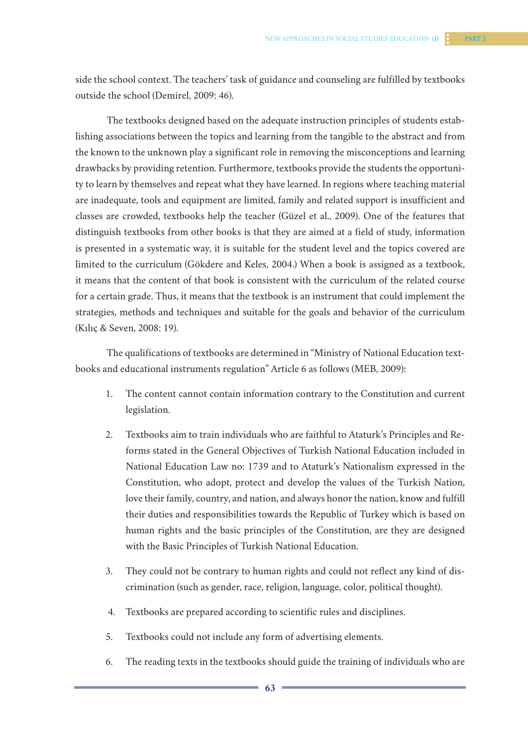side the school context. The teachers' task of guidance and counseling are fulfilled by textbooks outside the school (Demirel, 2009: 46).

The textbooks designed based on the adequate instruction principles of students establishing associations between the topics and learning from the tangible to the abstract and from the known to the unknown play a significant role in removing the misconceptions and learning drawbacks by providing retention. Furthermore, textbooks provide the students the opportunity to learn by themselves and repeat what they have learned. In regions where teaching material are inadequate, tools and equipment are limited, family and related support is insufficient and classes are crowded, textbooks help the teacher (Güzel et al., 2009). One of the features that distinguish textbooks from other books is that they are aimed at a field of study, information is presented in a systematic way, it is suitable for the student level and the topics covered are limited to the curriculum (Gökdere and Keles, 2004.) When a book is assigned as a textbook, it means that the content of that book is consistent with the curriculum of the related course for a certain grade. Thus, it means that the textbook is an instrument that could implement the strategies, methods and techniques and suitable for the goals and behavior of the curriculum (Kılıç & Seven, 2008: 19).

The qualifications of textbooks are determined in "Ministry of National Education textbooks and educational instruments regulation" Article 6 as follows (MEB, 2009):

1. The content cannot contain information contrary to the Constitution and current legislation.
2. Textbooks aim to train individuals who are faithful to Ataturk's Principles and Reforms stated in the General Objectives of Turkish National Education included in National Education Law no: 1739 and to Ataturk's Nationalism expressed in the Constitution, who adopt, protect and develop the values of the Turkish Nation, love their family, country, and nation, and always honor the nation, know and fulfill their duties and responsibilities towards the Republic of Turkey which is based on human rights and the basic principles of the Constitution, are they are designed with the Basic Principles of Turkish National Education.
3. They could not be contrary to human rights and could not reflect any kind of discrimination (such as gender, race, religion, language, color, political thought).
4. Textbooks are prepared according to scientific rules and disciplines.
5. Textbooks could not include any form of advertising elements.
6. The reading texts in the textbooks should guide the training of individuals who are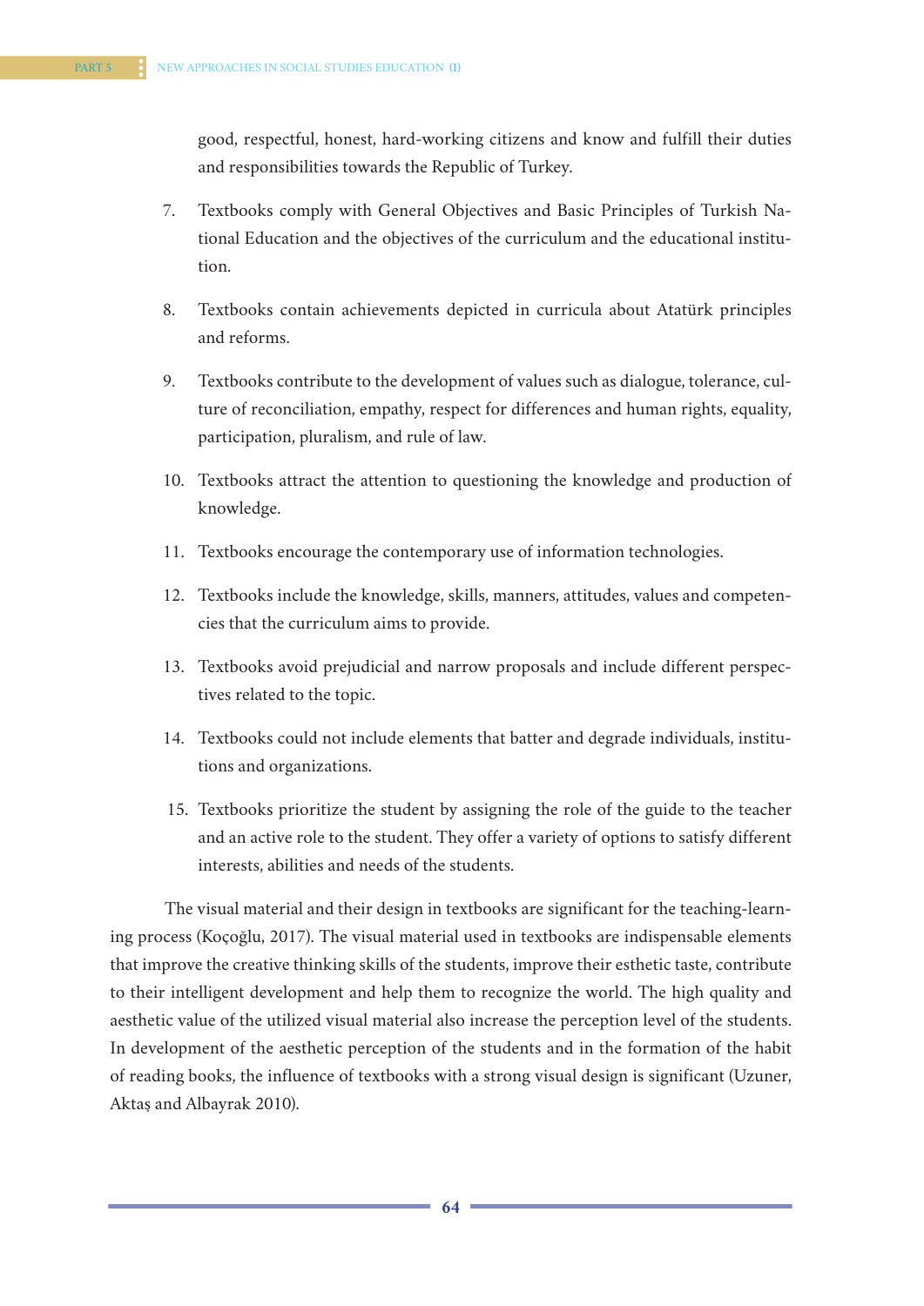good, respectful, honest, hard-working citizens and know and fulfill their duties and responsibilities towards the Republic of Turkey.

7. Textbooks comply with General Objectives and Basic Principles of Turkish National Education and the objectives of the curriculum and the educational institution.
8. Textbooks contain achievements depicted in curricula about Atatürk principles and reforms.
9. Textbooks contribute to the development of values such as dialogue, tolerance, culture of reconciliation, empathy, respect for differences and human rights, equality, participation, pluralism, and rule of law.
10. Textbooks attract the attention to questioning the knowledge and production of knowledge.
11. Textbooks encourage the contemporary use of information technologies.
12. Textbooks include the knowledge, skills, manners, attitudes, values and competencies that the curriculum aims to provide.
13. Textbooks avoid prejudicial and narrow proposals and include different perspectives related to the topic.
14. Textbooks could not include elements that batter and degrade individuals, institutions and organizations.
15. Textbooks prioritize the student by assigning the role of the guide to the teacher and an active role to the student. They offer a variety of options to satisfy different interests, abilities and needs of the students.

The visual material and their design in textbooks are significant for the teaching-learning process (Koçoğlu, 2017). The visual material used in textbooks are indispensable elements that improve the creative thinking skills of the students, improve their esthetic taste, contribute to their intelligent development and help them to recognize the world. The high quality and aesthetic value of the utilized visual material also increase the perception level of the students. In development of the aesthetic perception of the students and in the formation of the habit of reading books, the influence of textbooks with a strong visual design is significant (Uzuner, Aktaş and Albayrak 2010).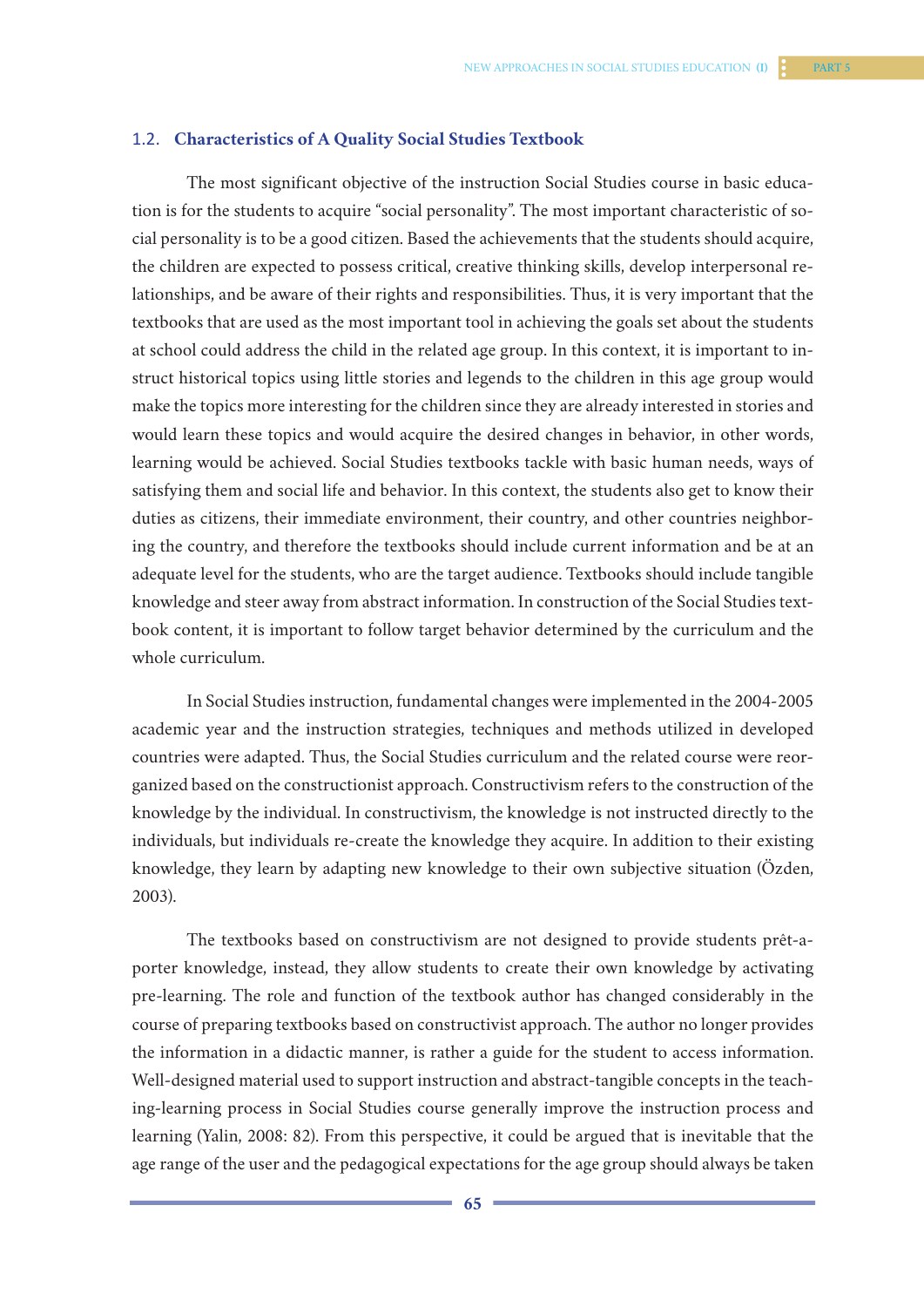### 1.2. Characteristics of A Quality Social Studies Textbook

The most significant objective of the instruction Social Studies course in basic education is for the students to acquire "social personality". The most important characteristic of social personality is to be a good citizen. Based the achievements that the students should acquire, the children are expected to possess critical, creative thinking skills, develop interpersonal relationships, and be aware of their rights and responsibilities. Thus, it is very important that the textbooks that are used as the most important tool in achieving the goals set about the students at school could address the child in the related age group. In this context, it is important to instruct historical topics using little stories and legends to the children in this age group would make the topics more interesting for the children since they are already interested in stories and would learn these topics and would acquire the desired changes in behavior, in other words, learning would be achieved. Social Studies textbooks tackle with basic human needs, ways of satisfying them and social life and behavior. In this context, the students also get to know their duties as citizens, their immediate environment, their country, and other countries neighboring the country, and therefore the textbooks should include current information and be at an adequate level for the students, who are the target audience. Textbooks should include tangible knowledge and steer away from abstract information. In construction of the Social Studies textbook content, it is important to follow target behavior determined by the curriculum and the whole curriculum.

In Social Studies instruction, fundamental changes were implemented in the 2004-2005 academic year and the instruction strategies, techniques and methods utilized in developed countries were adapted. Thus, the Social Studies curriculum and the related course were reorganized based on the constructionist approach. Constructivism refers to the construction of the knowledge by the individual. In constructivism, the knowledge is not instructed directly to the individuals, but individuals re-create the knowledge they acquire. In addition to their existing knowledge, they learn by adapting new knowledge to their own subjective situation (Özden, 2003).

The textbooks based on constructivism are not designed to provide students prêt-a-porter knowledge, instead, they allow students to create their own knowledge by activating pre-learning. The role and function of the textbook author has changed considerably in the course of preparing textbooks based on constructivist approach. The author no longer provides the information in a didactic manner, is rather a guide for the student to access information. Well-designed material used to support instruction and abstract-tangible concepts in the teaching-learning process in Social Studies course generally improve the instruction process and learning (Yalin, 2008: 82). From this perspective, it could be argued that is inevitable that the age range of the user and the pedagogical expectations for the age group should always be taken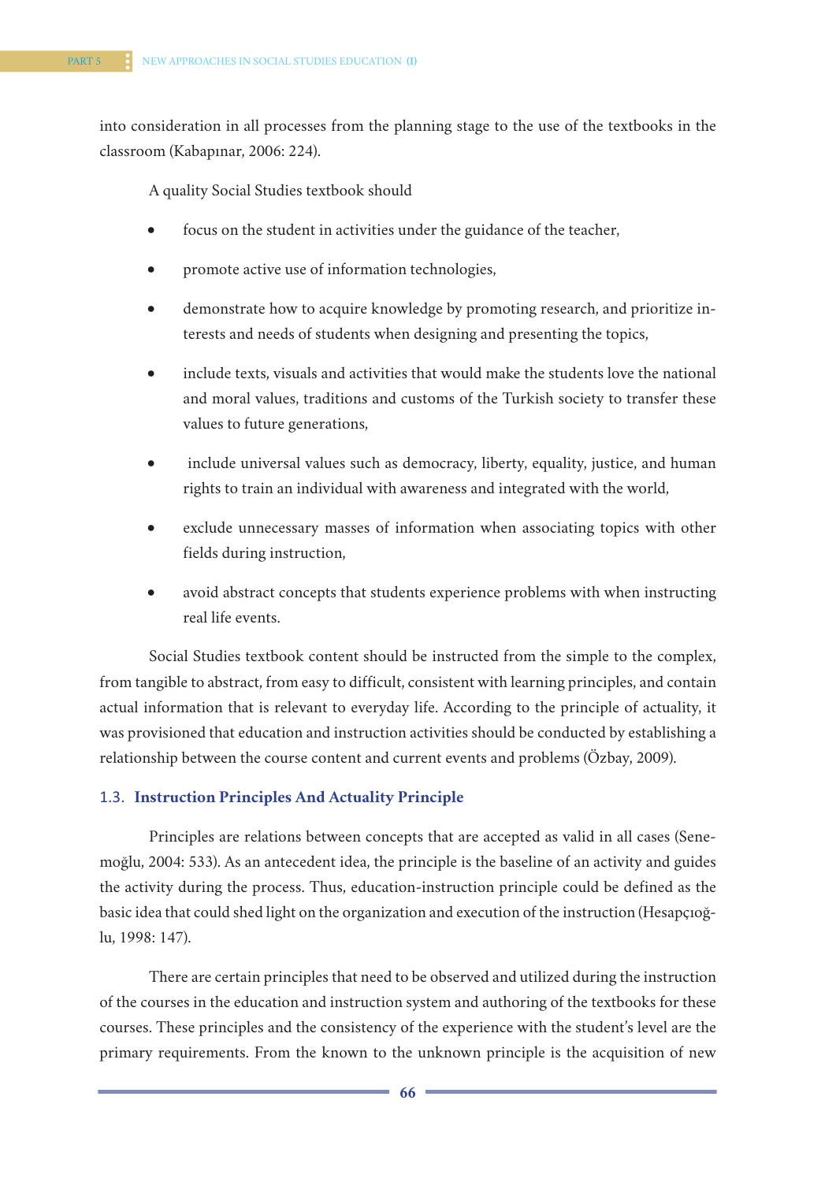into consideration in all processes from the planning stage to the use of the textbooks in the classroom (Kabapınar, 2006: 224).

A quality Social Studies textbook should

- focus on the student in activities under the guidance of the teacher,
- promote active use of information technologies,
- demonstrate how to acquire knowledge by promoting research, and prioritize interests and needs of students when designing and presenting the topics,
- include texts, visuals and activities that would make the students love the national and moral values, traditions and customs of the Turkish society to transfer these values to future generations,
- include universal values such as democracy, liberty, equality, justice, and human rights to train an individual with awareness and integrated with the world,
- exclude unnecessary masses of information when associating topics with other fields during instruction,
- avoid abstract concepts that students experience problems with when instructing real life events.

Social Studies textbook content should be instructed from the simple to the complex, from tangible to abstract, from easy to difficult, consistent with learning principles, and contain actual information that is relevant to everyday life. According to the principle of actuality, it was provisioned that education and instruction activities should be conducted by establishing a relationship between the course content and current events and problems (Özbay, 2009).

### 1.3. Instruction Principles And Actuality Principle

Principles are relations between concepts that are accepted as valid in all cases (Senemoğlu, 2004: 533). As an antecedent idea, the principle is the baseline of an activity and guides the activity during the process. Thus, education-instruction principle could be defined as the basic idea that could shed light on the organization and execution of the instruction (Hesapçıoğlu, 1998: 147).

There are certain principles that need to be observed and utilized during the instruction of the courses in the education and instruction system and authoring of the textbooks for these courses. These principles and the consistency of the experience with the student's level are the primary requirements. From the known to the unknown principle is the acquisition of new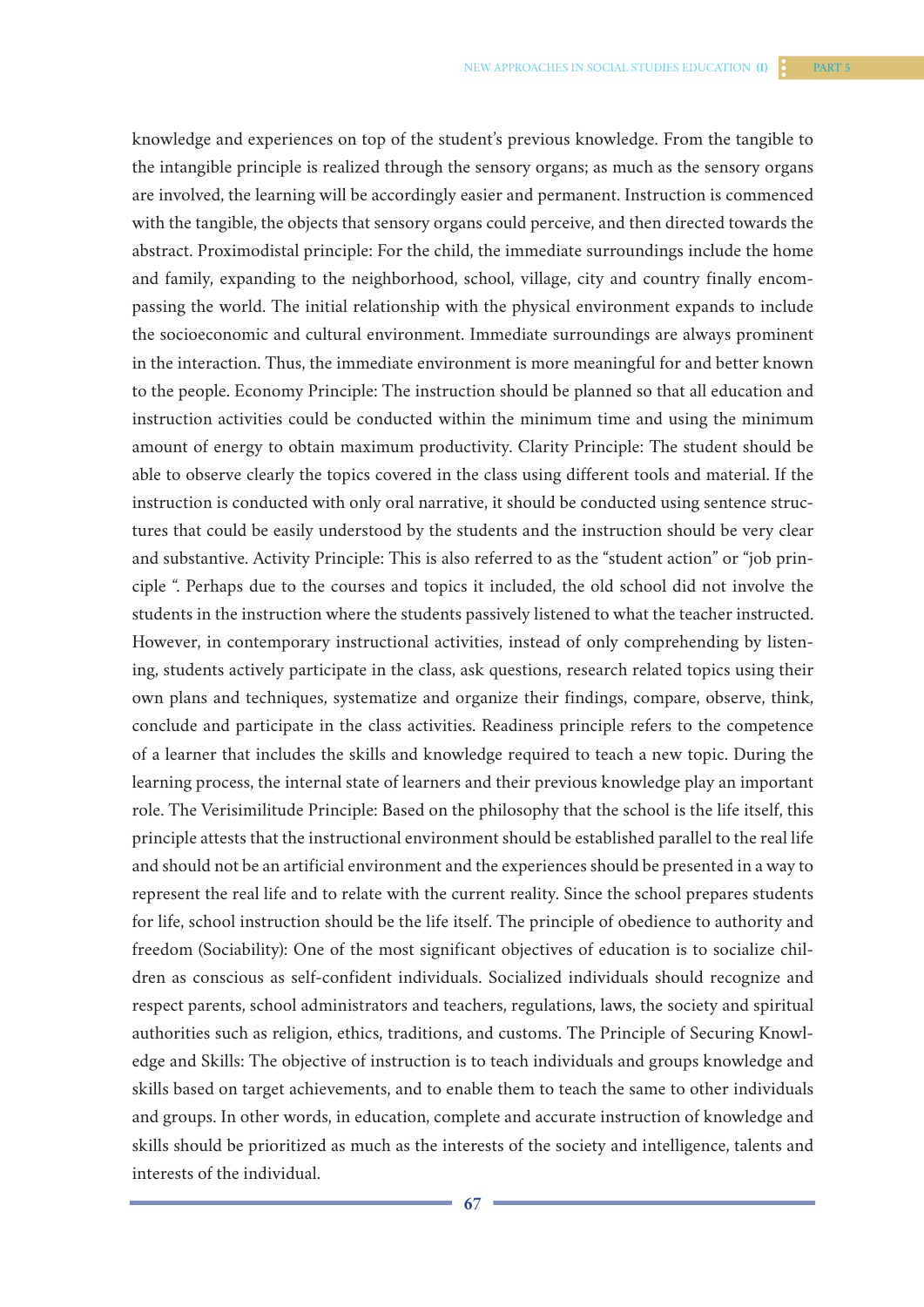knowledge and experiences on top of the student's previous knowledge. From the tangible to the intangible principle is realized through the sensory organs; as much as the sensory organs are involved, the learning will be accordingly easier and permanent. Instruction is commenced with the tangible, the objects that sensory organs could perceive, and then directed towards the abstract. Proximodistal principle: For the child, the immediate surroundings include the home and family, expanding to the neighborhood, school, village, city and country finally encompassing the world. The initial relationship with the physical environment expands to include the socioeconomic and cultural environment. Immediate surroundings are always prominent in the interaction. Thus, the immediate environment is more meaningful for and better known to the people. Economy Principle: The instruction should be planned so that all education and instruction activities could be conducted within the minimum time and using the minimum amount of energy to obtain maximum productivity. Clarity Principle: The student should be able to observe clearly the topics covered in the class using different tools and material. If the instruction is conducted with only oral narrative, it should be conducted using sentence structures that could be easily understood by the students and the instruction should be very clear and substantive. Activity Principle: This is also referred to as the "student action" or "job principle ". Perhaps due to the courses and topics it included, the old school did not involve the students in the instruction where the students passively listened to what the teacher instructed. However, in contemporary instructional activities, instead of only comprehending by listening, students actively participate in the class, ask questions, research related topics using their own plans and techniques, systematize and organize their findings, compare, observe, think, conclude and participate in the class activities. Readiness principle refers to the competence of a learner that includes the skills and knowledge required to teach a new topic. During the learning process, the internal state of learners and their previous knowledge play an important role. The Verisimilitude Principle: Based on the philosophy that the school is the life itself, this principle attests that the instructional environment should be established parallel to the real life and should not be an artificial environment and the experiences should be presented in a way to represent the real life and to relate with the current reality. Since the school prepares students for life, school instruction should be the life itself. The principle of obedience to authority and freedom (Sociability): One of the most significant objectives of education is to socialize children as conscious as self-confident individuals. Socialized individuals should recognize and respect parents, school administrators and teachers, regulations, laws, the society and spiritual authorities such as religion, ethics, traditions, and customs. The Principle of Securing Knowledge and Skills: The objective of instruction is to teach individuals and groups knowledge and skills based on target achievements, and to enable them to teach the same to other individuals and groups. In other words, in education, complete and accurate instruction of knowledge and skills should be prioritized as much as the interests of the society and intelligence, talents and interests of the individual.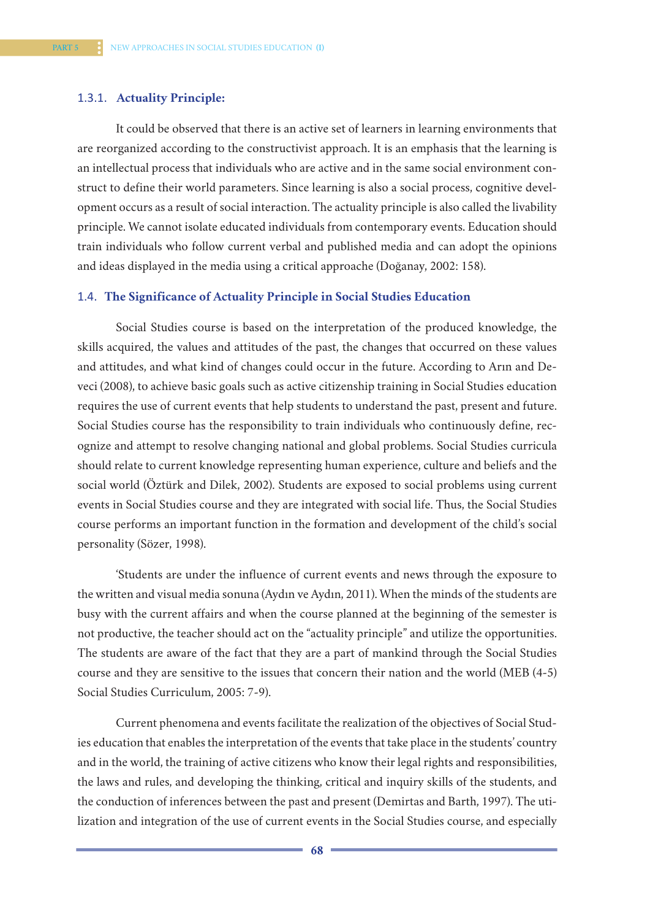### 1.3.1. Actuality Principle:

It could be observed that there is an active set of learners in learning environments that are reorganized according to the constructivist approach. It is an emphasis that the learning is an intellectual process that individuals who are active and in the same social environment construct to define their world parameters. Since learning is also a social process, cognitive development occurs as a result of social interaction. The actuality principle is also called the livability principle. We cannot isolate educated individuals from contemporary events. Education should train individuals who follow current verbal and published media and can adopt the opinions and ideas displayed in the media using a critical approache (Doğanay, 2002: 158).

## 1.4. The Significance of Actuality Principle in Social Studies Education

Social Studies course is based on the interpretation of the produced knowledge, the skills acquired, the values and attitudes of the past, the changes that occurred on these values and attitudes, and what kind of changes could occur in the future. According to Arın and Deveci (2008), to achieve basic goals such as active citizenship training in Social Studies education requires the use of current events that help students to understand the past, present and future. Social Studies course has the responsibility to train individuals who continuously define, recognize and attempt to resolve changing national and global problems. Social Studies curricula should relate to current knowledge representing human experience, culture and beliefs and the social world (Öztürk and Dilek, 2002). Students are exposed to social problems using current events in Social Studies course and they are integrated with social life. Thus, the Social Studies course performs an important function in the formation and development of the child's social personality (Sözer, 1998).

'Students are under the influence of current events and news through the exposure to the written and visual media sonuna (Aydın ve Aydın, 2011). When the minds of the students are busy with the current affairs and when the course planned at the beginning of the semester is not productive, the teacher should act on the "actuality principle" and utilize the opportunities. The students are aware of the fact that they are a part of mankind through the Social Studies course and they are sensitive to the issues that concern their nation and the world (MEB (4-5) Social Studies Curriculum, 2005: 7-9).

Current phenomena and events facilitate the realization of the objectives of Social Studies education that enables the interpretation of the events that take place in the students' country and in the world, the training of active citizens who know their legal rights and responsibilities, the laws and rules, and developing the thinking, critical and inquiry skills of the students, and the conduction of inferences between the past and present (Demirtas and Barth, 1997). The utilization and integration of the use of current events in the Social Studies course, and especially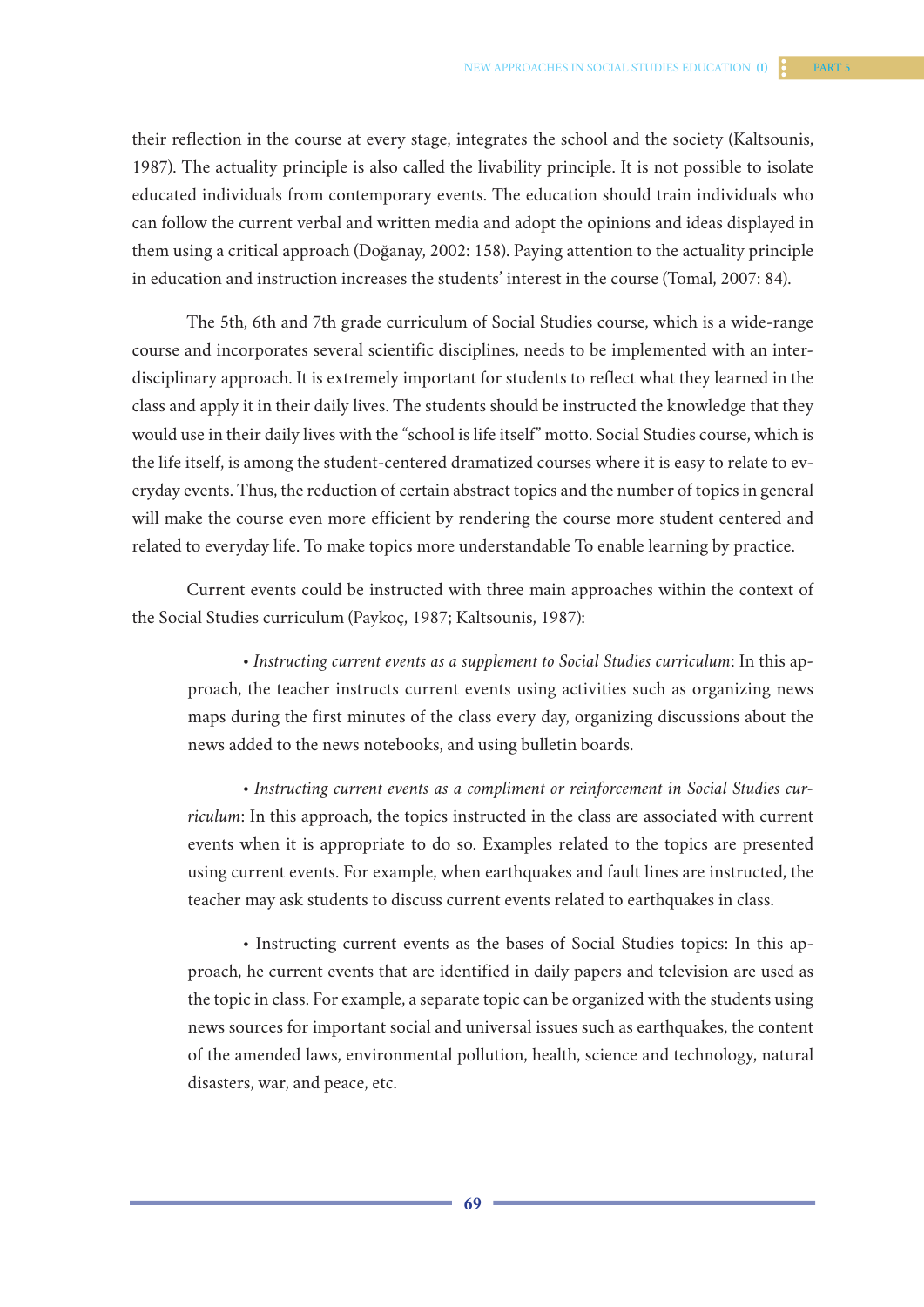their reflection in the course at every stage, integrates the school and the society (Kaltsounis, 1987). The actuality principle is also called the livability principle. It is not possible to isolate educated individuals from contemporary events. The education should train individuals who can follow the current verbal and written media and adopt the opinions and ideas displayed in them using a critical approach (Doğanay, 2002: 158). Paying attention to the actuality principle in education and instruction increases the students' interest in the course (Tomal, 2007: 84).

The 5th, 6th and 7th grade curriculum of Social Studies course, which is a wide-range course and incorporates several scientific disciplines, needs to be implemented with an inter-disciplinary approach. It is extremely important for students to reflect what they learned in the class and apply it in their daily lives. The students should be instructed the knowledge that they would use in their daily lives with the "school is life itself" motto. Social Studies course, which is the life itself, is among the student-centered dramatized courses where it is easy to relate to everyday events. Thus, the reduction of certain abstract topics and the number of topics in general will make the course even more efficient by rendering the course more student centered and related to everyday life. To make topics more understandable To enable learning by practice.

Current events could be instructed with three main approaches within the context of the Social Studies curriculum (Paykoç, 1987; Kaltsounis, 1987):

- *Instructing current events as a supplement to Social Studies curriculum*: In this approach, the teacher instructs current events using activities such as organizing news maps during the first minutes of the class every day, organizing discussions about the news added to the news notebooks, and using bulletin boards.

- *Instructing current events as a compliment or reinforcement in Social Studies curriculum*: In this approach, the topics instructed in the class are associated with current events when it is appropriate to do so. Examples related to the topics are presented using current events. For example, when earthquakes and fault lines are instructed, the teacher may ask students to discuss current events related to earthquakes in class.

- Instructing current events as the bases of Social Studies topics: In this approach, he current events that are identified in daily papers and television are used as the topic in class. For example, a separate topic can be organized with the students using news sources for important social and universal issues such as earthquakes, the content of the amended laws, environmental pollution, health, science and technology, natural disasters, war, and peace, etc.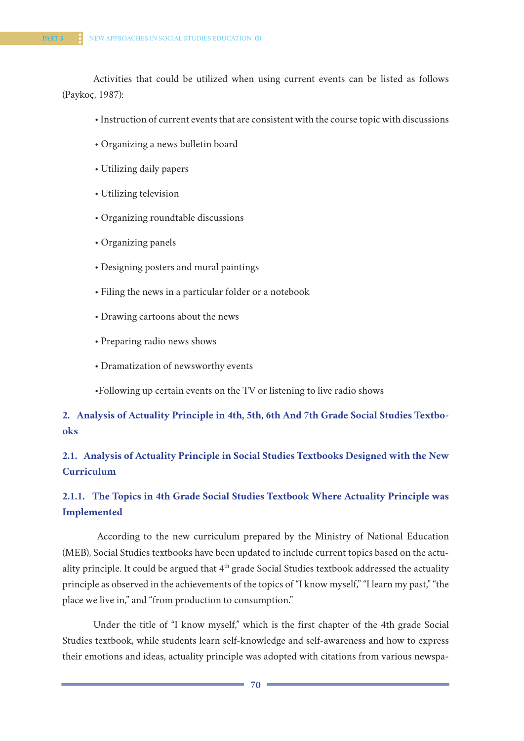Activities that could be utilized when using current events can be listed as follows (Paykoç, 1987):

- Instruction of current events that are consistent with the course topic with discussions
- Organizing a news bulletin board
- Utilizing daily papers
- Utilizing television
- Organizing roundtable discussions
- Organizing panels
- Designing posters and mural paintings
- Filing the news in a particular folder or a notebook
- Drawing cartoons about the news
- Preparing radio news shows
- Dramatization of newsworthy events
- Following up certain events on the TV or listening to live radio shows

## 2. Analysis of Actuality Principle in 4th, 5th, 6th And 7th Grade Social Studies Textbooks

### 2.1. Analysis of Actuality Principle in Social Studies Textbooks Designed with the New Curriculum

#### 2.1.1. The Topics in 4th Grade Social Studies Textbook Where Actuality Principle was Implemented

According to the new curriculum prepared by the Ministry of National Education (MEB), Social Studies textbooks have been updated to include current topics based on the actuality principle. It could be argued that 4th grade Social Studies textbook addressed the actuality principle as observed in the achievements of the topics of "I know myself," "I learn my past," "the place we live in," and "from production to consumption."

Under the title of "I know myself," which is the first chapter of the 4th grade Social Studies textbook, while students learn self-knowledge and self-awareness and how to express their emotions and ideas, actuality principle was adopted with citations from various newspa-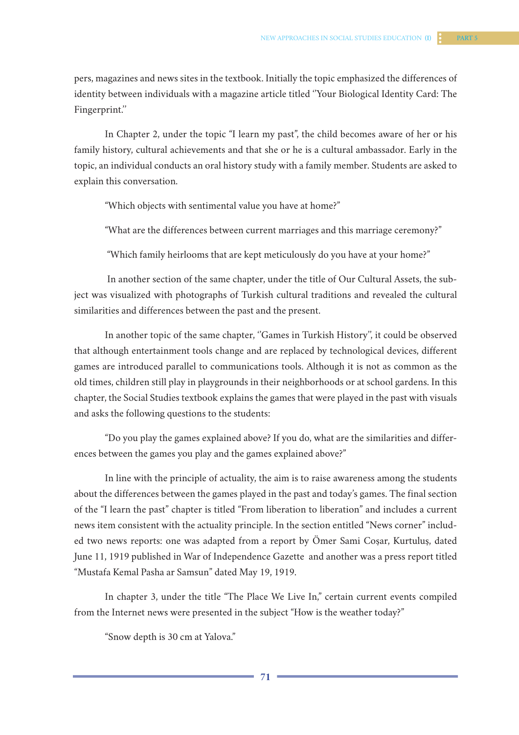pers, magazines and news sites in the textbook. Initially the topic emphasized the differences of identity between individuals with a magazine article titled ''Your Biological Identity Card: The Fingerprint.''

In Chapter 2, under the topic "I learn my past", the child becomes aware of her or his family history, cultural achievements and that she or he is a cultural ambassador. Early in the topic, an individual conducts an oral history study with a family member. Students are asked to explain this conversation.

"Which objects with sentimental value you have at home?"

"What are the differences between current marriages and this marriage ceremony?"

"Which family heirlooms that are kept meticulously do you have at your home?"

In another section of the same chapter, under the title of Our Cultural Assets, the subject was visualized with photographs of Turkish cultural traditions and revealed the cultural similarities and differences between the past and the present.

In another topic of the same chapter, ''Games in Turkish History'', it could be observed that although entertainment tools change and are replaced by technological devices, different games are introduced parallel to communications tools. Although it is not as common as the old times, children still play in playgrounds in their neighborhoods or at school gardens. In this chapter, the Social Studies textbook explains the games that were played in the past with visuals and asks the following questions to the students:

"Do you play the games explained above? If you do, what are the similarities and differences between the games you play and the games explained above?"

In line with the principle of actuality, the aim is to raise awareness among the students about the differences between the games played in the past and today's games. The final section of the "I learn the past" chapter is titled "From liberation to liberation" and includes a current news item consistent with the actuality principle. In the section entitled "News corner" included two news reports: one was adapted from a report by Ömer Sami Coşar, Kurtuluş, dated June 11, 1919 published in War of Independence Gazette and another was a press report titled "Mustafa Kemal Pasha ar Samsun" dated May 19, 1919.

In chapter 3, under the title "The Place We Live In," certain current events compiled from the Internet news were presented in the subject "How is the weather today?"

"Snow depth is 30 cm at Yalova."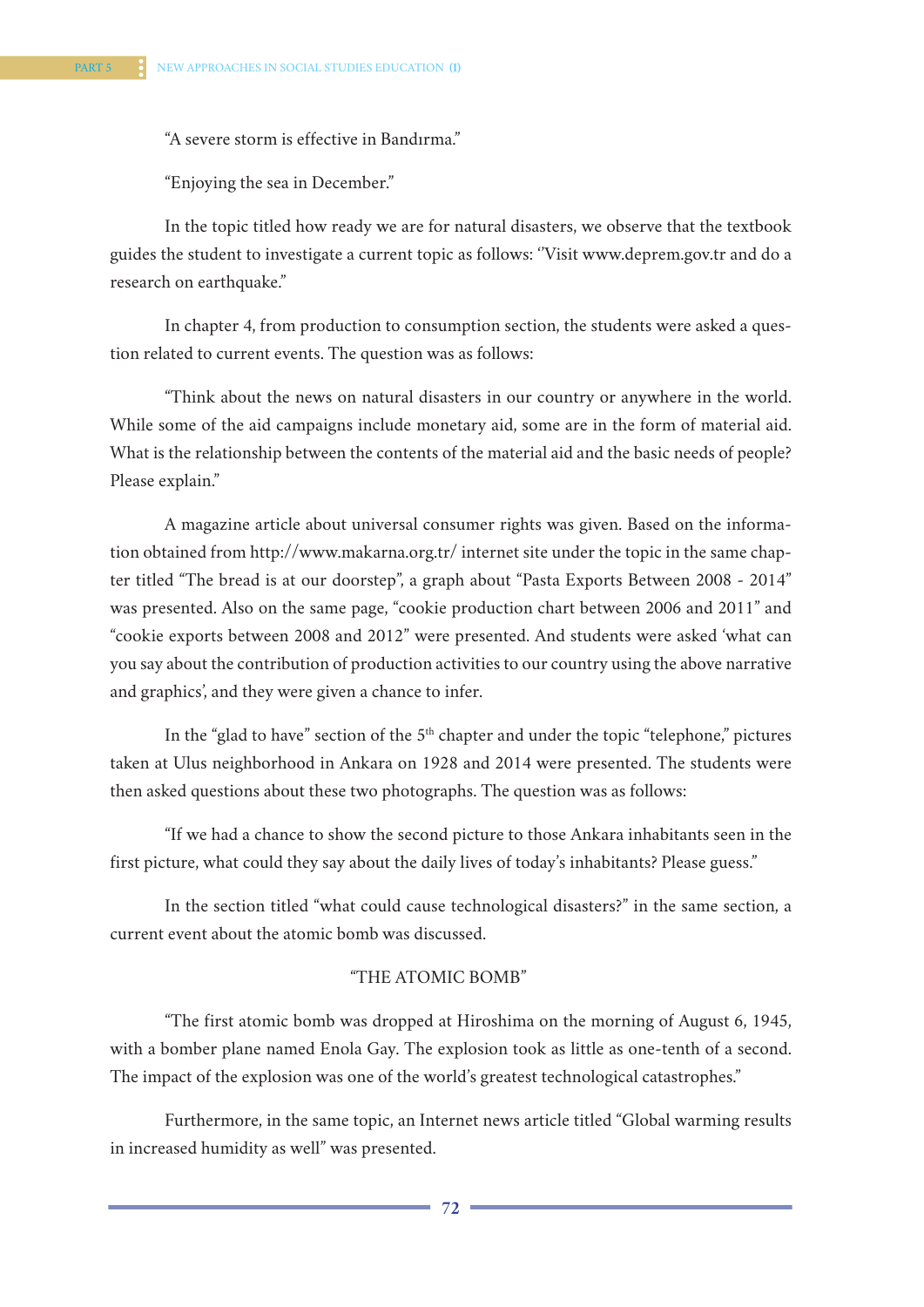"A severe storm is effective in Bandırma."

"Enjoying the sea in December."

In the topic titled how ready we are for natural disasters, we observe that the textbook guides the student to investigate a current topic as follows: ''Visit www.deprem.gov.tr and do a research on earthquake."

In chapter 4, from production to consumption section, the students were asked a question related to current events. The question was as follows:

"Think about the news on natural disasters in our country or anywhere in the world. While some of the aid campaigns include monetary aid, some are in the form of material aid. What is the relationship between the contents of the material aid and the basic needs of people? Please explain."

A magazine article about universal consumer rights was given. Based on the information obtained from http://www.makarna.org.tr/ internet site under the topic in the same chapter titled "The bread is at our doorstep", a graph about "Pasta Exports Between 2008 - 2014" was presented. Also on the same page, "cookie production chart between 2006 and 2011" and "cookie exports between 2008 and 2012" were presented. And students were asked 'what can you say about the contribution of production activities to our country using the above narrative and graphics', and they were given a chance to infer.

In the "glad to have" section of the 5th chapter and under the topic "telephone," pictures taken at Ulus neighborhood in Ankara on 1928 and 2014 were presented. The students were then asked questions about these two photographs. The question was as follows:

"If we had a chance to show the second picture to those Ankara inhabitants seen in the first picture, what could they say about the daily lives of today's inhabitants? Please guess."

In the section titled "what could cause technological disasters?" in the same section, a current event about the atomic bomb was discussed.

"THE ATOMIC BOMB"

"The first atomic bomb was dropped at Hiroshima on the morning of August 6, 1945, with a bomber plane named Enola Gay. The explosion took as little as one-tenth of a second. The impact of the explosion was one of the world's greatest technological catastrophes."

Furthermore, in the same topic, an Internet news article titled "Global warming results in increased humidity as well" was presented.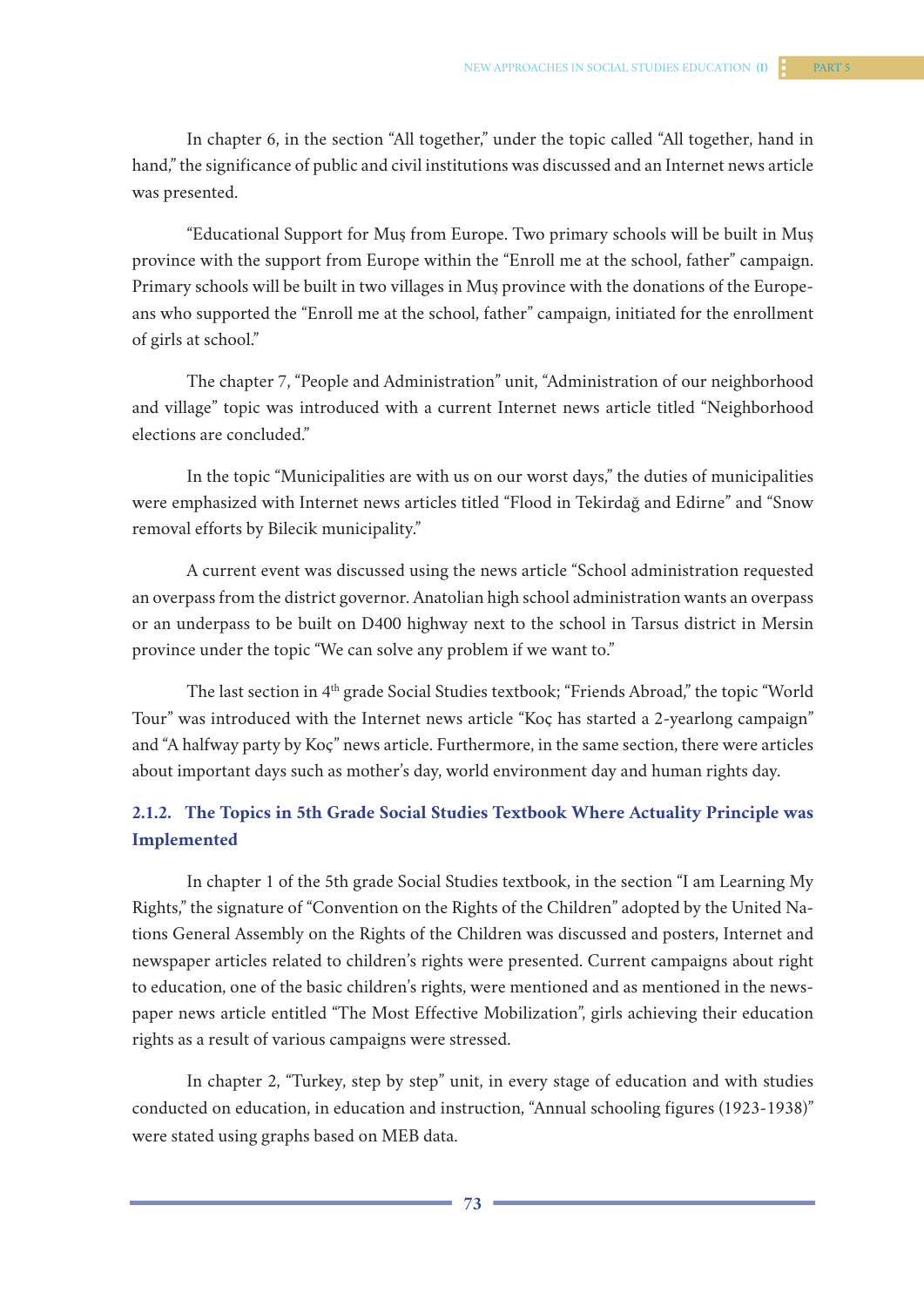In chapter 6, in the section "All together," under the topic called "All together, hand in hand," the significance of public and civil institutions was discussed and an Internet news article was presented.

"Educational Support for Muş from Europe. Two primary schools will be built in Muş province with the support from Europe within the "Enroll me at the school, father" campaign. Primary schools will be built in two villages in Muş province with the donations of the Europeans who supported the "Enroll me at the school, father" campaign, initiated for the enrollment of girls at school."

The chapter 7, "People and Administration" unit, "Administration of our neighborhood and village" topic was introduced with a current Internet news article titled "Neighborhood elections are concluded."

In the topic "Municipalities are with us on our worst days," the duties of municipalities were emphasized with Internet news articles titled "Flood in Tekirdağ and Edirne" and "Snow removal efforts by Bilecik municipality."

A current event was discussed using the news article "School administration requested an overpass from the district governor. Anatolian high school administration wants an overpass or an underpass to be built on D400 highway next to the school in Tarsus district in Mersin province under the topic "We can solve any problem if we want to."

The last section in 4th grade Social Studies textbook; "Friends Abroad," the topic "World Tour" was introduced with the Internet news article "Koç has started a 2-yearlong campaign" and "A halfway party by Koç" news article. Furthermore, in the same section, there were articles about important days such as mother's day, world environment day and human rights day.

### 2.1.2. The Topics in 5th Grade Social Studies Textbook Where Actuality Principle was Implemented

In chapter 1 of the 5th grade Social Studies textbook, in the section "I am Learning My Rights," the signature of "Convention on the Rights of the Children" adopted by the United Nations General Assembly on the Rights of the Children was discussed and posters, Internet and newspaper articles related to children's rights were presented. Current campaigns about right to education, one of the basic children's rights, were mentioned and as mentioned in the newspaper news article entitled "The Most Effective Mobilization", girls achieving their education rights as a result of various campaigns were stressed.

In chapter 2, "Turkey, step by step" unit, in every stage of education and with studies conducted on education, in education and instruction, "Annual schooling figures (1923-1938)" were stated using graphs based on MEB data.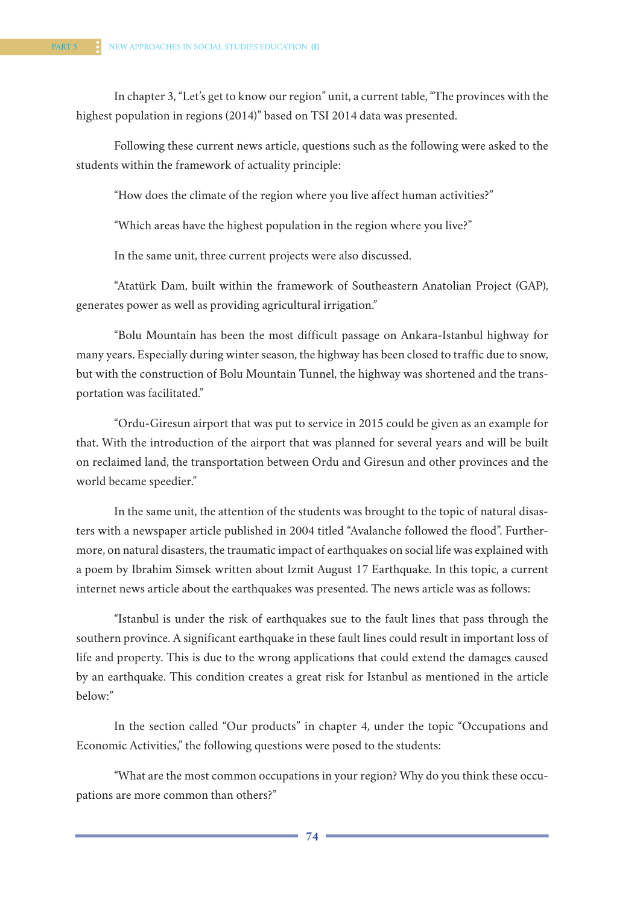In chapter 3, "Let's get to know our region" unit, a current table, "The provinces with the highest population in regions (2014)" based on TSI 2014 data was presented.

Following these current news article, questions such as the following were asked to the students within the framework of actuality principle:

"How does the climate of the region where you live affect human activities?"

"Which areas have the highest population in the region where you live?"

In the same unit, three current projects were also discussed.

"Atatürk Dam, built within the framework of Southeastern Anatolian Project (GAP), generates power as well as providing agricultural irrigation."

"Bolu Mountain has been the most difficult passage on Ankara-Istanbul highway for many years. Especially during winter season, the highway has been closed to traffic due to snow, but with the construction of Bolu Mountain Tunnel, the highway was shortened and the transportation was facilitated."

"Ordu-Giresun airport that was put to service in 2015 could be given as an example for that. With the introduction of the airport that was planned for several years and will be built on reclaimed land, the transportation between Ordu and Giresun and other provinces and the world became speedier."

In the same unit, the attention of the students was brought to the topic of natural disasters with a newspaper article published in 2004 titled "Avalanche followed the flood". Furthermore, on natural disasters, the traumatic impact of earthquakes on social life was explained with a poem by Ibrahim Simsek written about Izmit August 17 Earthquake. In this topic, a current internet news article about the earthquakes was presented. The news article was as follows:

"Istanbul is under the risk of earthquakes sue to the fault lines that pass through the southern province. A significant earthquake in these fault lines could result in important loss of life and property. This is due to the wrong applications that could extend the damages caused by an earthquake. This condition creates a great risk for Istanbul as mentioned in the article below:"

In the section called "Our products" in chapter 4, under the topic "Occupations and Economic Activities," the following questions were posed to the students:

"What are the most common occupations in your region? Why do you think these occupations are more common than others?"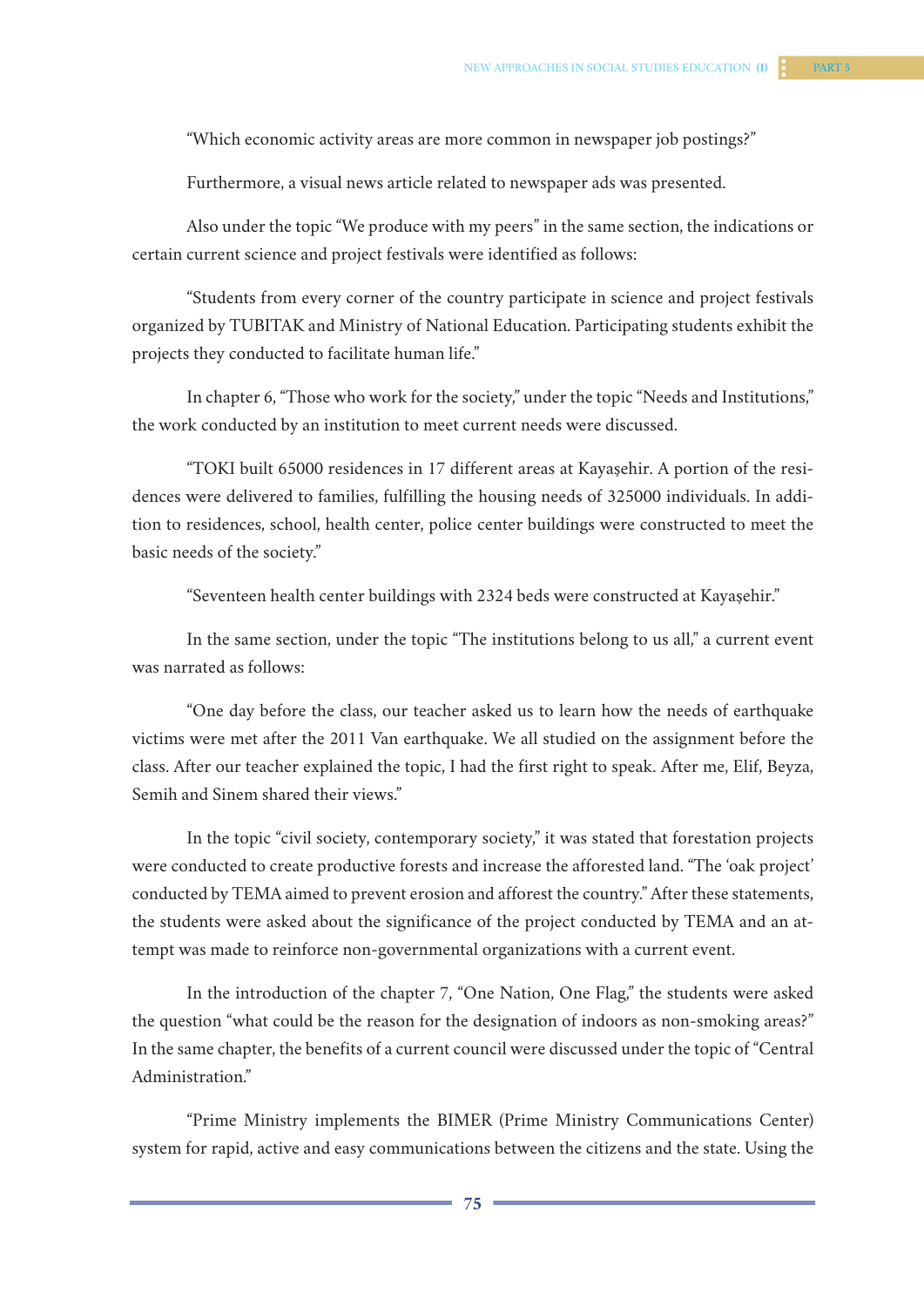"Which economic activity areas are more common in newspaper job postings?"

Furthermore, a visual news article related to newspaper ads was presented.

Also under the topic "We produce with my peers" in the same section, the indications or certain current science and project festivals were identified as follows:

"Students from every corner of the country participate in science and project festivals organized by TUBITAK and Ministry of National Education. Participating students exhibit the projects they conducted to facilitate human life."

In chapter 6, "Those who work for the society," under the topic "Needs and Institutions," the work conducted by an institution to meet current needs were discussed.

"TOKI built 65000 residences in 17 different areas at Kayaşehir. A portion of the residences were delivered to families, fulfilling the housing needs of 325000 individuals. In addition to residences, school, health center, police center buildings were constructed to meet the basic needs of the society."

"Seventeen health center buildings with 2324 beds were constructed at Kayaşehir."

In the same section, under the topic "The institutions belong to us all," a current event was narrated as follows:

"One day before the class, our teacher asked us to learn how the needs of earthquake victims were met after the 2011 Van earthquake. We all studied on the assignment before the class. After our teacher explained the topic, I had the first right to speak. After me, Elif, Beyza, Semih and Sinem shared their views."

In the topic "civil society, contemporary society," it was stated that forestation projects were conducted to create productive forests and increase the afforested land. "The 'oak project' conducted by TEMA aimed to prevent erosion and afforest the country." After these statements, the students were asked about the significance of the project conducted by TEMA and an attempt was made to reinforce non-governmental organizations with a current event.

In the introduction of the chapter 7, "One Nation, One Flag," the students were asked the question "what could be the reason for the designation of indoors as non-smoking areas?" In the same chapter, the benefits of a current council were discussed under the topic of "Central Administration."

"Prime Ministry implements the BIMER (Prime Ministry Communications Center) system for rapid, active and easy communications between the citizens and the state. Using the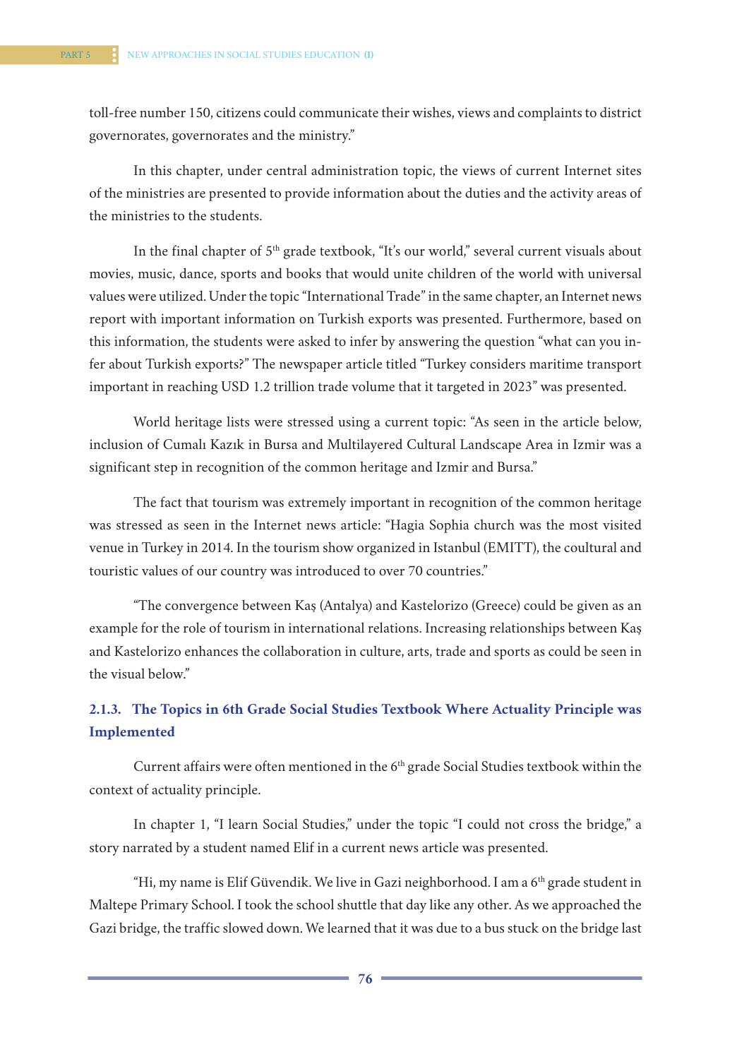toll-free number 150, citizens could communicate their wishes, views and complaints to district governorates, governorates and the ministry."

In this chapter, under central administration topic, the views of current Internet sites of the ministries are presented to provide information about the duties and the activity areas of the ministries to the students.

In the final chapter of 5th grade textbook, "It's our world," several current visuals about movies, music, dance, sports and books that would unite children of the world with universal values were utilized. Under the topic "International Trade" in the same chapter, an Internet news report with important information on Turkish exports was presented. Furthermore, based on this information, the students were asked to infer by answering the question "what can you infer about Turkish exports?" The newspaper article titled "Turkey considers maritime transport important in reaching USD 1.2 trillion trade volume that it targeted in 2023" was presented.

World heritage lists were stressed using a current topic: "As seen in the article below, inclusion of Cumalı Kazık in Bursa and Multilayered Cultural Landscape Area in Izmir was a significant step in recognition of the common heritage and Izmir and Bursa."

The fact that tourism was extremely important in recognition of the common heritage was stressed as seen in the Internet news article: "Hagia Sophia church was the most visited venue in Turkey in 2014. In the tourism show organized in Istanbul (EMITT), the coultural and touristic values of our country was introduced to over 70 countries."

"The convergence between Kaş (Antalya) and Kastelorizo (Greece) could be given as an example for the role of tourism in international relations. Increasing relationships between Kaş and Kastelorizo enhances the collaboration in culture, arts, trade and sports as could be seen in the visual below."

### 2.1.3. The Topics in 6th Grade Social Studies Textbook Where Actuality Principle was Implemented

Current affairs were often mentioned in the 6th grade Social Studies textbook within the context of actuality principle.

In chapter 1, "I learn Social Studies," under the topic "I could not cross the bridge," a story narrated by a student named Elif in a current news article was presented.

"Hi, my name is Elif Güvendik. We live in Gazi neighborhood. I am a 6th grade student in Maltepe Primary School. I took the school shuttle that day like any other. As we approached the Gazi bridge, the traffic slowed down. We learned that it was due to a bus stuck on the bridge last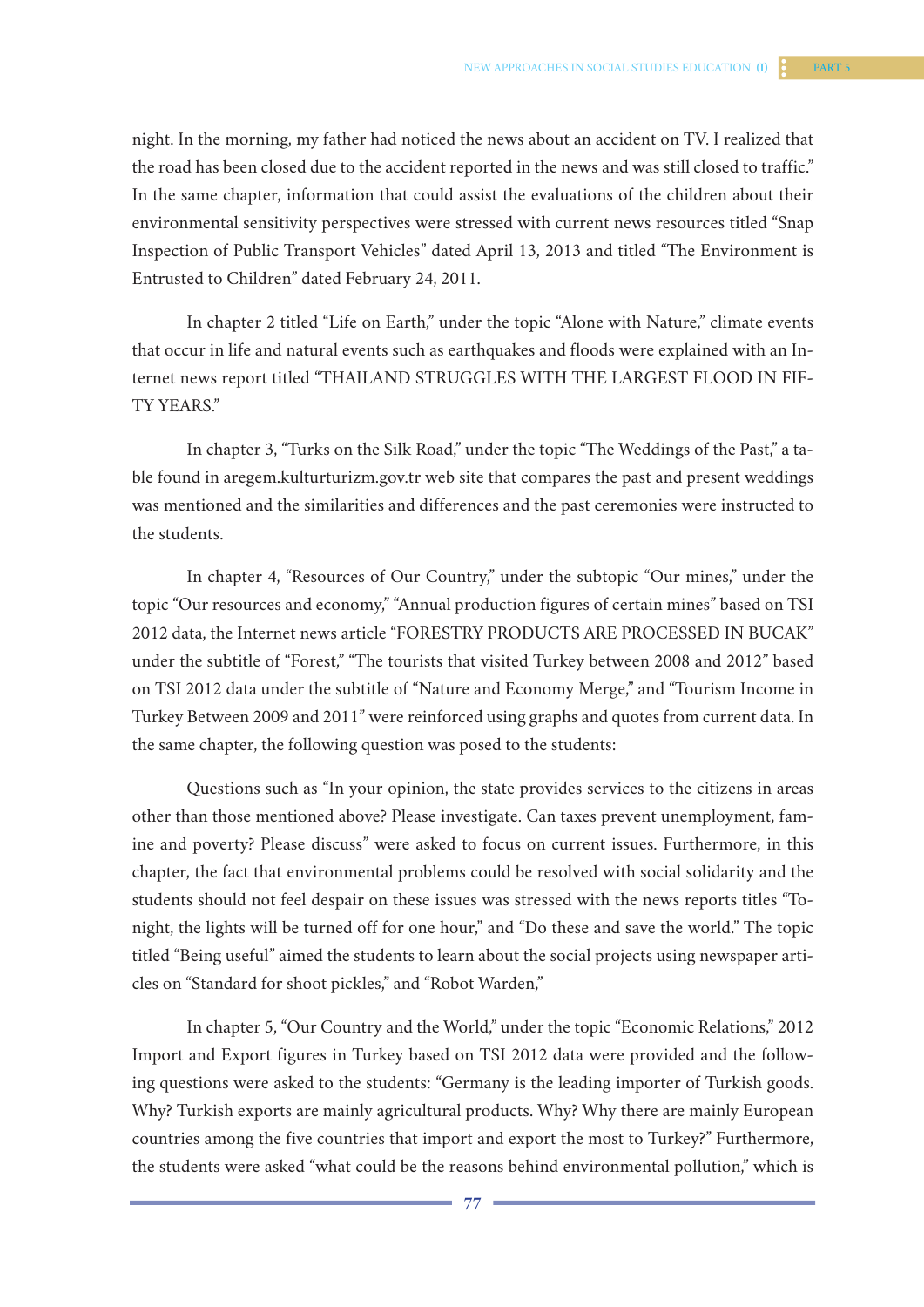night. In the morning, my father had noticed the news about an accident on TV. I realized that the road has been closed due to the accident reported in the news and was still closed to traffic." In the same chapter, information that could assist the evaluations of the children about their environmental sensitivity perspectives were stressed with current news resources titled "Snap Inspection of Public Transport Vehicles" dated April 13, 2013 and titled "The Environment is Entrusted to Children" dated February 24, 2011.

In chapter 2 titled "Life on Earth," under the topic "Alone with Nature," climate events that occur in life and natural events such as earthquakes and floods were explained with an Internet news report titled "THAILAND STRUGGLES WITH THE LARGEST FLOOD IN FIFTY YEARS."

In chapter 3, "Turks on the Silk Road," under the topic "The Weddings of the Past," a table found in aregem.kulturturizm.gov.tr web site that compares the past and present weddings was mentioned and the similarities and differences and the past ceremonies were instructed to the students.

In chapter 4, "Resources of Our Country," under the subtopic "Our mines," under the topic "Our resources and economy," "Annual production figures of certain mines" based on TSI 2012 data, the Internet news article "FORESTRY PRODUCTS ARE PROCESSED IN BUCAK" under the subtitle of "Forest," "The tourists that visited Turkey between 2008 and 2012" based on TSI 2012 data under the subtitle of "Nature and Economy Merge," and "Tourism Income in Turkey Between 2009 and 2011" were reinforced using graphs and quotes from current data. In the same chapter, the following question was posed to the students:

Questions such as "In your opinion, the state provides services to the citizens in areas other than those mentioned above? Please investigate. Can taxes prevent unemployment, famine and poverty? Please discuss" were asked to focus on current issues. Furthermore, in this chapter, the fact that environmental problems could be resolved with social solidarity and the students should not feel despair on these issues was stressed with the news reports titles "Tonight, the lights will be turned off for one hour," and "Do these and save the world." The topic titled "Being useful" aimed the students to learn about the social projects using newspaper articles on "Standard for shoot pickles," and "Robot Warden,"

In chapter 5, "Our Country and the World," under the topic "Economic Relations," 2012 Import and Export figures in Turkey based on TSI 2012 data were provided and the following questions were asked to the students: "Germany is the leading importer of Turkish goods. Why? Turkish exports are mainly agricultural products. Why? Why there are mainly European countries among the five countries that import and export the most to Turkey?" Furthermore, the students were asked "what could be the reasons behind environmental pollution," which is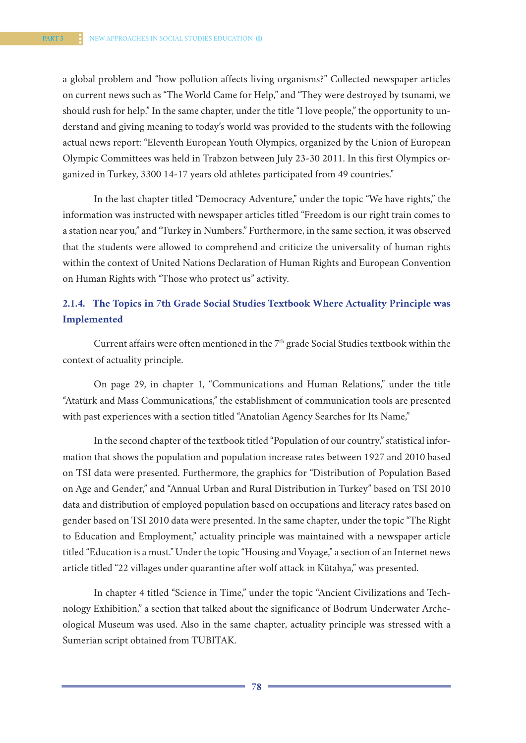a global problem and "how pollution affects living organisms?" Collected newspaper articles on current news such as "The World Came for Help," and "They were destroyed by tsunami, we should rush for help." In the same chapter, under the title "I love people," the opportunity to understand and giving meaning to today's world was provided to the students with the following actual news report: "Eleventh European Youth Olympics, organized by the Union of European Olympic Committees was held in Trabzon between July 23-30 2011. In this first Olympics organized in Turkey, 3300 14-17 years old athletes participated from 49 countries."

In the last chapter titled "Democracy Adventure," under the topic "We have rights," the information was instructed with newspaper articles titled "Freedom is our right train comes to a station near you," and "Turkey in Numbers." Furthermore, in the same section, it was observed that the students were allowed to comprehend and criticize the universality of human rights within the context of United Nations Declaration of Human Rights and European Convention on Human Rights with "Those who protect us" activity.

### 2.1.4. The Topics in 7th Grade Social Studies Textbook Where Actuality Principle was Implemented

Current affairs were often mentioned in the 7th grade Social Studies textbook within the context of actuality principle.

On page 29, in chapter 1, "Communications and Human Relations," under the title "Atatürk and Mass Communications," the establishment of communication tools are presented with past experiences with a section titled "Anatolian Agency Searches for Its Name,"

In the second chapter of the textbook titled "Population of our country," statistical information that shows the population and population increase rates between 1927 and 2010 based on TSI data were presented. Furthermore, the graphics for "Distribution of Population Based on Age and Gender," and "Annual Urban and Rural Distribution in Turkey" based on TSI 2010 data and distribution of employed population based on occupations and literacy rates based on gender based on TSI 2010 data were presented. In the same chapter, under the topic "The Right to Education and Employment," actuality principle was maintained with a newspaper article titled "Education is a must." Under the topic "Housing and Voyage," a section of an Internet news article titled "22 villages under quarantine after wolf attack in Kütahya," was presented.

In chapter 4 titled "Science in Time," under the topic "Ancient Civilizations and Technology Exhibition," a section that talked about the significance of Bodrum Underwater Archeological Museum was used. Also in the same chapter, actuality principle was stressed with a Sumerian script obtained from TUBITAK.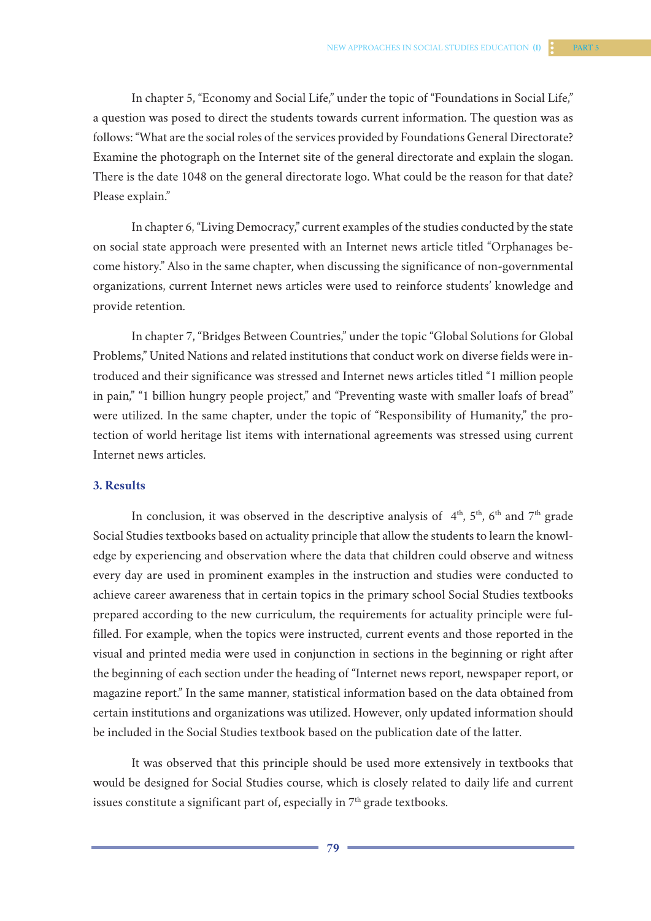In chapter 5, "Economy and Social Life," under the topic of "Foundations in Social Life," a question was posed to direct the students towards current information. The question was as follows: "What are the social roles of the services provided by Foundations General Directorate? Examine the photograph on the Internet site of the general directorate and explain the slogan. There is the date 1048 on the general directorate logo. What could be the reason for that date? Please explain."

In chapter 6, "Living Democracy," current examples of the studies conducted by the state on social state approach were presented with an Internet news article titled "Orphanages become history." Also in the same chapter, when discussing the significance of non-governmental organizations, current Internet news articles were used to reinforce students' knowledge and provide retention.

In chapter 7, "Bridges Between Countries," under the topic "Global Solutions for Global Problems," United Nations and related institutions that conduct work on diverse fields were introduced and their significance was stressed and Internet news articles titled "1 million people in pain," "1 billion hungry people project," and "Preventing waste with smaller loafs of bread" were utilized. In the same chapter, under the topic of "Responsibility of Humanity," the protection of world heritage list items with international agreements was stressed using current Internet news articles.

## 3. Results

In conclusion, it was observed in the descriptive analysis of 4th, 5th, 6th and 7th grade Social Studies textbooks based on actuality principle that allow the students to learn the knowledge by experiencing and observation where the data that children could observe and witness every day are used in prominent examples in the instruction and studies were conducted to achieve career awareness that in certain topics in the primary school Social Studies textbooks prepared according to the new curriculum, the requirements for actuality principle were fulfilled. For example, when the topics were instructed, current events and those reported in the visual and printed media were used in conjunction in sections in the beginning or right after the beginning of each section under the heading of "Internet news report, newspaper report, or magazine report." In the same manner, statistical information based on the data obtained from certain institutions and organizations was utilized. However, only updated information should be included in the Social Studies textbook based on the publication date of the latter.

It was observed that this principle should be used more extensively in textbooks that would be designed for Social Studies course, which is closely related to daily life and current issues constitute a significant part of, especially in 7th grade textbooks.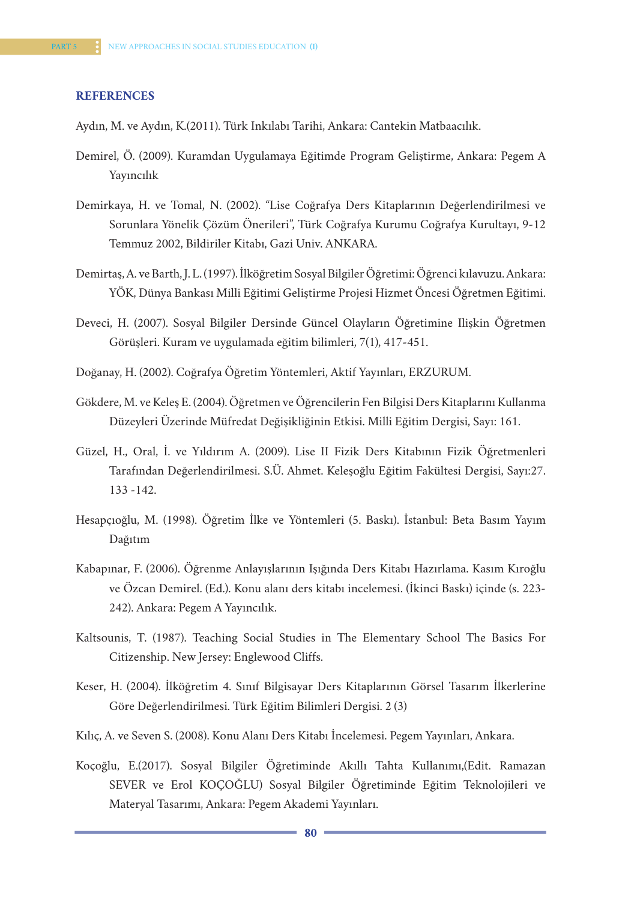## REFERENCES

Aydın, M. ve Aydın, K.(2011). Türk Inkılabı Tarihi, Ankara: Cantekin Matbaacılık.

Demirel, Ö. (2009). Kuramdan Uygulamaya Eğitimde Program Geliştirme, Ankara: Pegem A Yayıncılık

Demirkaya, H. ve Tomal, N. (2002). "Lise Coğrafya Ders Kitaplarının Değerlendirilmesi ve Sorunlara Yönelik Çözüm Önerileri", Türk Coğrafya Kurumu Coğrafya Kurultayı, 9-12 Temmuz 2002, Bildiriler Kitabı, Gazi Univ. ANKARA.

Demirtaş, A. ve Barth, J. L. (1997). İlköğretim Sosyal Bilgiler Öğretimi: Öğrenci kılavuzu. Ankara: YÖK, Dünya Bankası Milli Eğitimi Geliştirme Projesi Hizmet Öncesi Öğretmen Eğitimi.

Deveci, H. (2007). Sosyal Bilgiler Dersinde Güncel Olayların Öğretimine Ilişkin Öğretmen Görüşleri. Kuram ve uygulamada eğitim bilimleri, 7(1), 417-451.

Doğanay, H. (2002). Coğrafya Öğretim Yöntemleri, Aktif Yayınları, ERZURUM.

Gökdere, M. ve Keleş E. (2004). Öğretmen ve Öğrencilerin Fen Bilgisi Ders Kitaplarını Kullanma Düzeyleri Üzerinde Müfredat Değişikliğinin Etkisi. Milli Eğitim Dergisi, Sayı: 161.

Güzel, H., Oral, İ. ve Yıldırım A. (2009). Lise II Fizik Ders Kitabının Fizik Öğretmenleri Tarafından Değerlendirilmesi. S.Ü. Ahmet. Keleşoğlu Eğitim Fakültesi Dergisi, Sayı:27. 133 -142.

Hesapçıoğlu, M. (1998). Öğretim İlke ve Yöntemleri (5. Baskı). İstanbul: Beta Basım Yayım Dağıtım

Kabapınar, F. (2006). Öğrenme Anlayışlarının Işığında Ders Kitabı Hazırlama. Kasım Kıroğlu ve Özcan Demirel. (Ed.). Konu alanı ders kitabı incelemesi. (İkinci Baskı) içinde (s. 223-242). Ankara: Pegem A Yayıncılık.

Kaltsounis, T. (1987). Teaching Social Studies in The Elementary School The Basics For Citizenship. New Jersey: Englewood Cliffs.

Keser, H. (2004). İlköğretim 4. Sınıf Bilgisayar Ders Kitaplarının Görsel Tasarım İlkerlerine Göre Değerlendirilmesi. Türk Eğitim Bilimleri Dergisi. 2 (3)

Kılıç, A. ve Seven S. (2008). Konu Alanı Ders Kitabı İncelemesi. Pegem Yayınları, Ankara.

Koçoğlu, E.(2017). Sosyal Bilgiler Öğretiminde Akıllı Tahta Kullanımı,(Edit. Ramazan SEVER ve Erol KOÇOĞLU) Sosyal Bilgiler Öğretiminde Eğitim Teknolojileri ve Materyal Tasarımı, Ankara: Pegem Akademi Yayınları.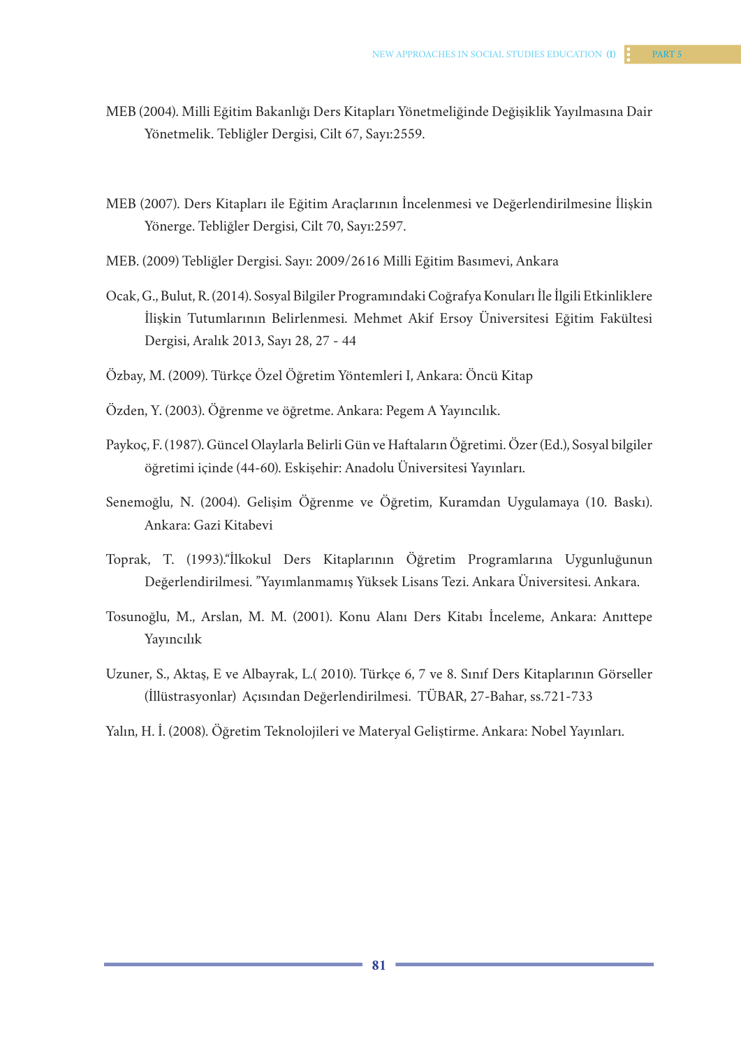MEB (2004). Milli Eğitim Bakanlığı Ders Kitapları Yönetmeliğinde Değişiklik Yayılmasına Dair Yönetmelik. Tebliğler Dergisi, Cilt 67, Sayı:2559.

MEB (2007). Ders Kitapları ile Eğitim Araçlarının İncelenmesi ve Değerlendirilmesine İlişkin Yönerge. Tebliğler Dergisi, Cilt 70, Sayı:2597.

MEB. (2009) Tebliğler Dergisi. Sayı: 2009/2616 Milli Eğitim Basımevi, Ankara

Ocak, G., Bulut, R. (2014). Sosyal Bilgiler Programındaki Coğrafya Konuları İle İlgili Etkinliklere İlişkin Tutumlarının Belirlenmesi. Mehmet Akif Ersoy Üniversitesi Eğitim Fakültesi Dergisi, Aralık 2013, Sayı 28, 27 - 44

Özbay, M. (2009). Türkçe Özel Öğretim Yöntemleri I, Ankara: Öncü Kitap

Özden, Y. (2003). Öğrenme ve öğretme. Ankara: Pegem A Yayıncılık.

Paykoç, F. (1987). Güncel Olaylarla Belirli Gün ve Haftaların Öğretimi. Özer (Ed.), Sosyal bilgiler öğretimi içinde (44-60). Eskişehir: Anadolu Üniversitesi Yayınları.

Senemoğlu, N. (2004). Gelişim Öğrenme ve Öğretim, Kuramdan Uygulamaya (10. Baskı). Ankara: Gazi Kitabevi

Toprak, T. (1993).“İlkokul Ders Kitaplarının Öğretim Programlarına Uygunluğunun Değerlendirilmesi. ”Yayımlanmamış Yüksek Lisans Tezi. Ankara Üniversitesi. Ankara.

Tosunoğlu, M., Arslan, M. M. (2001). Konu Alanı Ders Kitabı İnceleme, Ankara: Anıttepe Yayıncılık

Uzuner, S., Aktaş, E ve Albayrak, L.( 2010). Türkçe 6, 7 ve 8. Sınıf Ders Kitaplarının Görseller (İllüstrasyonlar) Açısından Değerlendirilmesi. TÜBAR, 27-Bahar, ss.721-733

Yalın, H. İ. (2008). Öğretim Teknolojileri ve Materyal Geliştirme. Ankara: Nobel Yayınları.